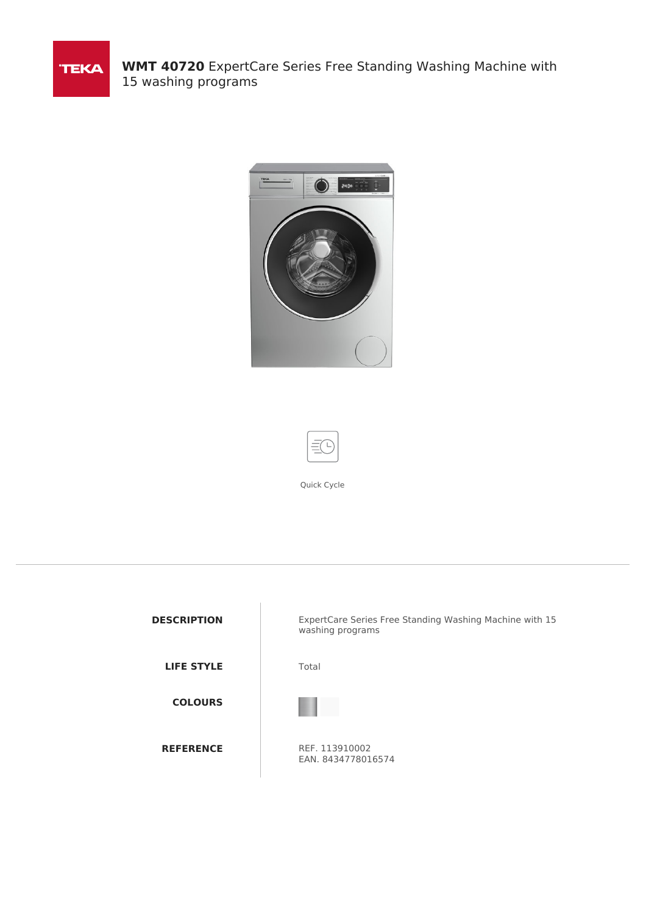# **WMT 40720** ExpertCare Series Free Standing Washing Machine with 15 washing programs

Quick Cycle

| | |
|---|---|
| **DESCRIPTION** | ExpertCare Series Free Standing Washing Machine with 15 washing programs |
| **LIFE STYLE** | Total |
| **COLOURS** | |
| **REFERENCE** | REF. 113910002<br>EAN. 8434778016574 |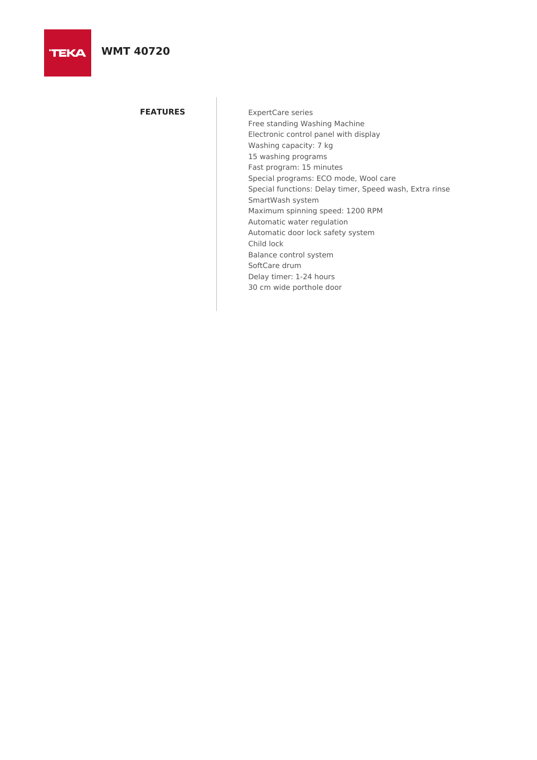# WMT 40720

## FEATURES

ExpertCare series
Free standing Washing Machine
Electronic control panel with display
Washing capacity: 7 kg
15 washing programs
Fast program: 15 minutes
Special programs: ECO mode, Wool care
Special functions: Delay timer, Speed wash, Extra rinse
SmartWash system
Maximum spinning speed: 1200 RPM
Automatic water regulation
Automatic door lock safety system
Child lock
Balance control system
SoftCare drum
Delay timer: 1-24 hours
30 cm wide porthole door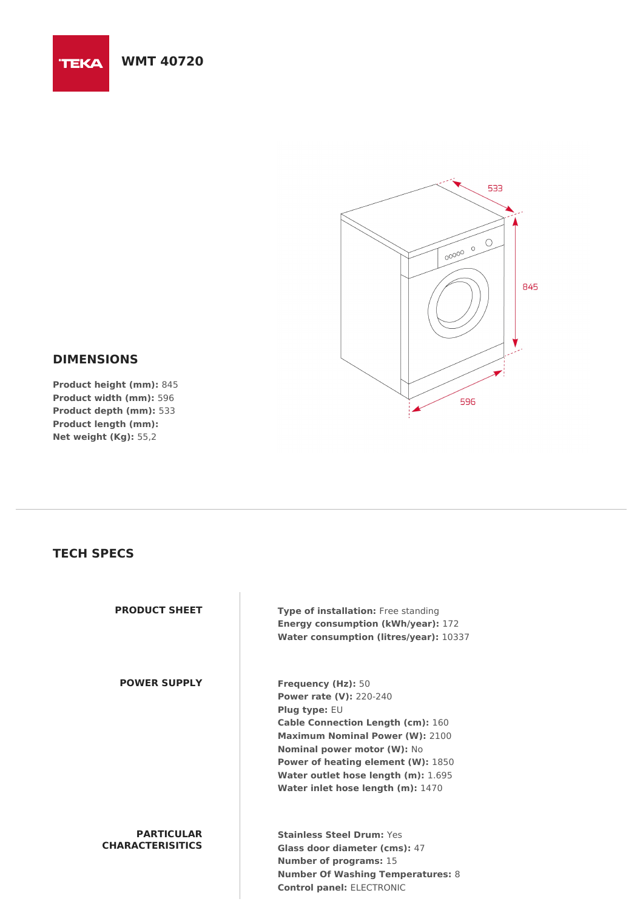TEKA

# WMT 40720

## DIMENSIONS

**Product height (mm):** 845
**Product width (mm):** 596
**Product depth (mm):** 533
**Product length (mm):**
**Net weight (Kg):** 55,2

## TECH SPECS

**PRODUCT SHEET**

**Type of installation:** Free standing
**Energy consumption (kWh/year):** 172
**Water consumption (litres/year):** 10337

**POWER SUPPLY**

**Frequency (Hz):** 50
**Power rate (V):** 220-240
**Plug type:** EU
**Cable Connection Length (cm):** 160
**Maximum Nominal Power (W):** 2100
**Nominal power motor (W):** No
**Power of heating element (W):** 1850
**Water outlet hose length (m):** 1.695
**Water inlet hose length (m):** 1470

**PARTICULAR CHARACTERISITICS**

**Stainless Steel Drum:** Yes
**Glass door diameter (cms):** 47
**Number of programs:** 15
**Number Of Washing Temperatures:** 8
**Control panel:** ELECTRONIC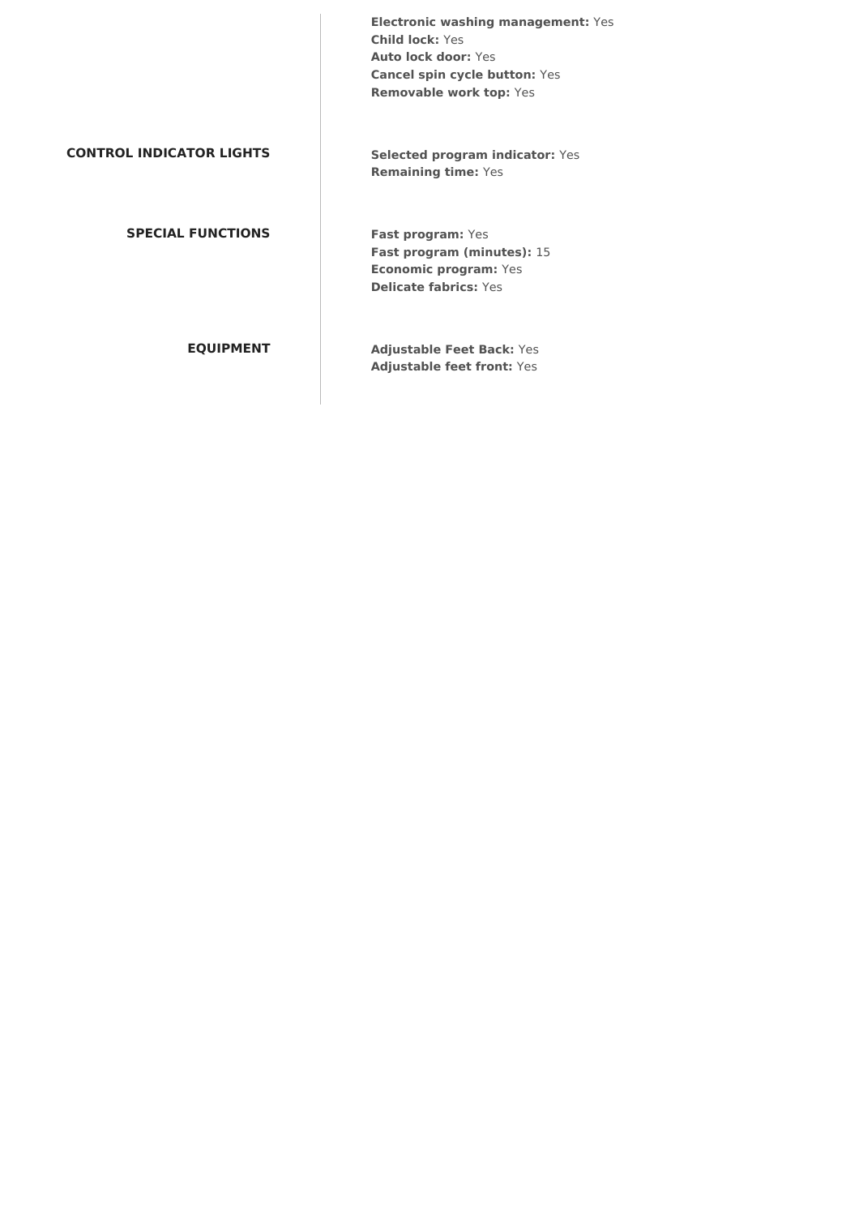**Electronic washing management:** Yes
**Child lock:** Yes
**Auto lock door:** Yes
**Cancel spin cycle button:** Yes
**Removable work top:** Yes

## CONTROL INDICATOR LIGHTS

**Selected program indicator:** Yes
**Remaining time:** Yes

## SPECIAL FUNCTIONS

**Fast program:** Yes
**Fast program (minutes):** 15
**Economic program:** Yes
**Delicate fabrics:** Yes

## EQUIPMENT

**Adjustable Feet Back:** Yes
**Adjustable feet front:** Yes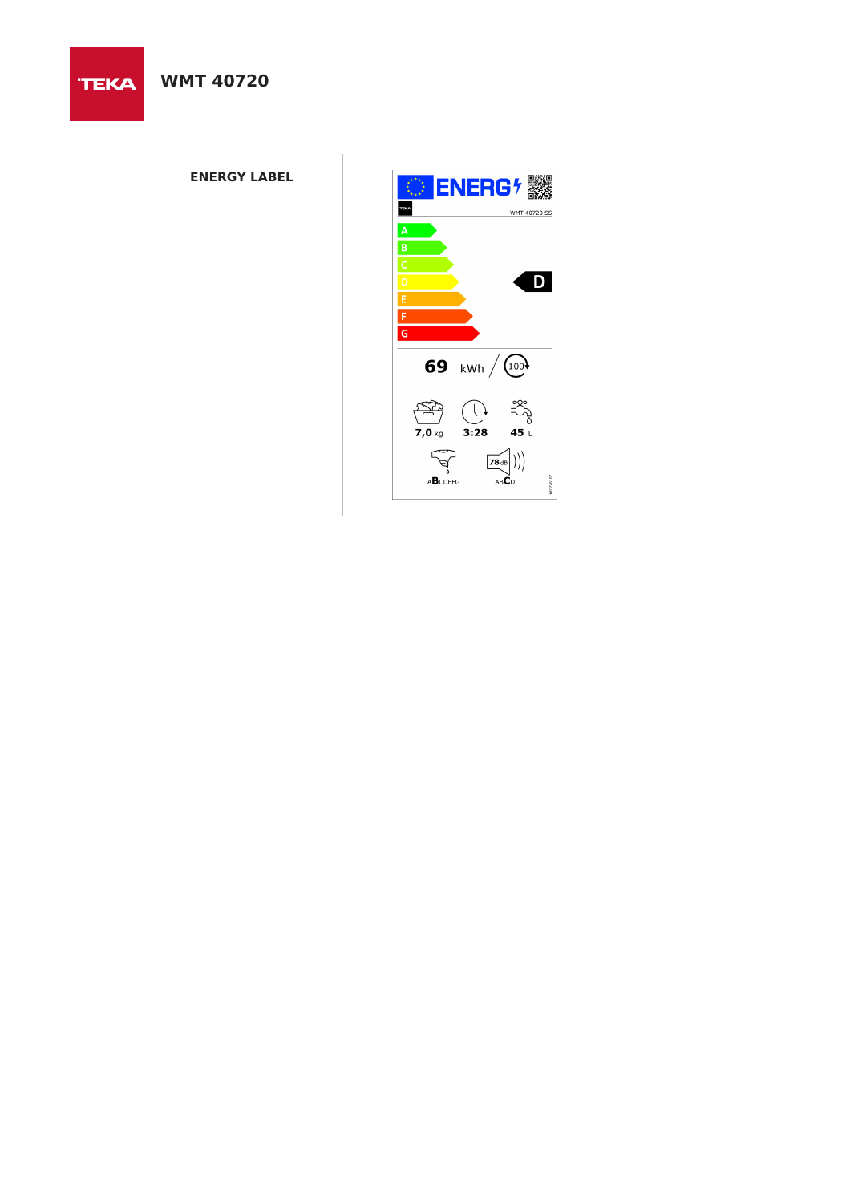TEKA

**WMT 40720**

**ENERGY LABEL**

ENERG

TEKA

WMT 40720 SS

A
B
C
D
E
F
G

D

69 kWh / 100

7,0 kg

3:28

45 L

ABCDEFG

78 dB

ABCD

2019/2014